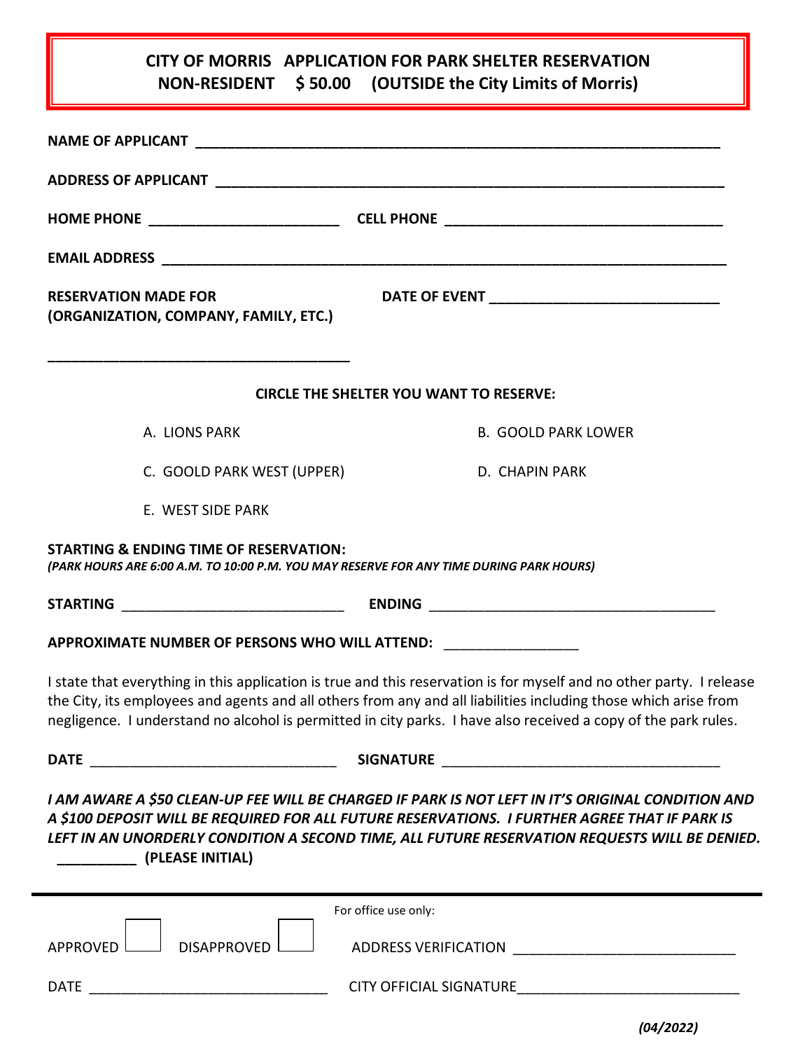# CITY OF MORRIS APPLICATION FOR PARK SHELTER RESERVATION
## NON-RESIDENT $ 50.00 (OUTSIDE the City Limits of Morris)

**NAME OF APPLICANT** ______________________________________________________________

**ADDRESS OF APPLICANT** ___________________________________________________________

**HOME PHONE** ______________________ **CELL PHONE** _________________________________

**EMAIL ADDRESS** __________________________________________________________________

**RESERVATION MADE FOR**
**(ORGANIZATION, COMPANY, FAMILY, ETC.)**

___________________________________

**DATE OF EVENT** ___________________________

**CIRCLE THE SHELTER YOU WANT TO RESERVE:**

A. LIONS PARK

B. GOOLD PARK LOWER

C. GOOLD PARK WEST (UPPER)

D. CHAPIN PARK

E. WEST SIDE PARK

**STARTING & ENDING TIME OF RESERVATION:**
***(PARK HOURS ARE 6:00 A.M. TO 10:00 P.M. YOU MAY RESERVE FOR ANY TIME DURING PARK HOURS)***

**STARTING** ___________________________ **ENDING** ___________________________________

**APPROXIMATE NUMBER OF PERSONS WHO WILL ATTEND:** _______________

I state that everything in this application is true and this reservation is for myself and no other party. I release the City, its employees and agents and all others from any and all liabilities including those which arise from negligence. I understand no alcohol is permitted in city parks. I have also received a copy of the park rules.

**DATE** ______________________________ **SIGNATURE** _________________________________

***I AM AWARE A $50 CLEAN-UP FEE WILL BE CHARGED IF PARK IS NOT LEFT IN IT'S ORIGINAL CONDITION AND A $100 DEPOSIT WILL BE REQUIRED FOR ALL FUTURE RESERVATIONS. I FURTHER AGREE THAT IF PARK IS LEFT IN AN UNORDERLY CONDITION A SECOND TIME, ALL FUTURE RESERVATION REQUESTS WILL BE DENIED.***
__________ **(PLEASE INITIAL)**

---

For office use only:

APPROVED ☐ DISAPPROVED ☐

ADDRESS VERIFICATION ___________________________

DATE ______________________________

CITY OFFICIAL SIGNATURE___________________________

*(04/2022)*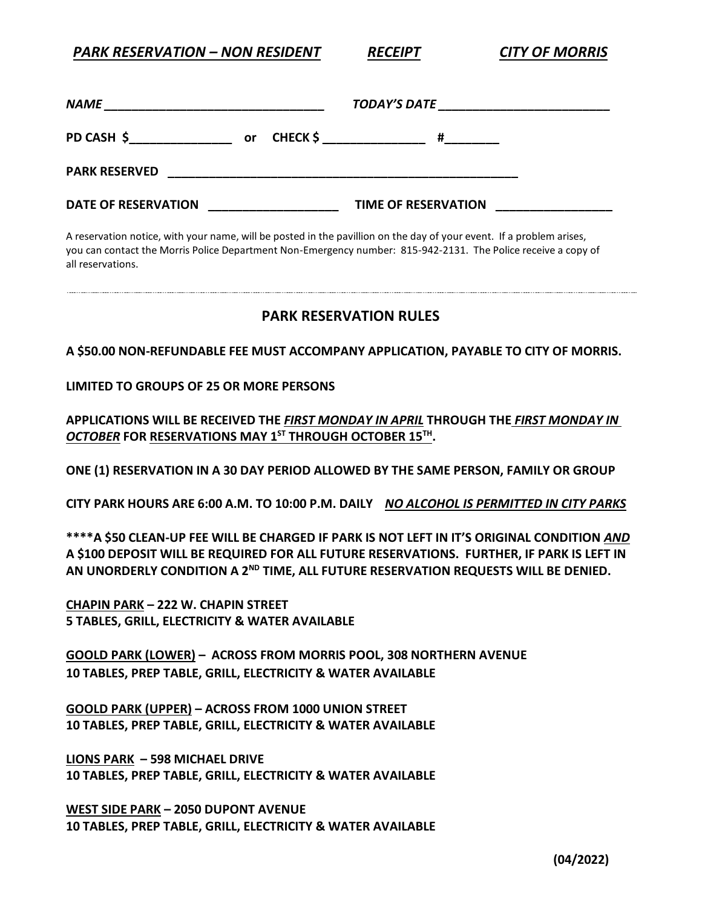***PARK RESERVATION – NON RESIDENT*** ***RECEIPT*** ***CITY OF MORRIS***

***NAME*** ________________________________ ***TODAY'S DATE*** _________________________

**PD CASH $**_______________ **or CHECK $** _______________ **#**________

**PARK RESERVED** ____________________________________________________

**DATE OF RESERVATION** ___________________ **TIME OF RESERVATION** _________________

A reservation notice, with your name, will be posted in the pavillion on the day of your event. If a problem arises, you can contact the Morris Police Department Non-Emergency number: 815-942-2131. The Police receive a copy of all reservations.

---

## PARK RESERVATION RULES

**A $50.00 NON-REFUNDABLE FEE MUST ACCOMPANY APPLICATION, PAYABLE TO CITY OF MORRIS.**

**LIMITED TO GROUPS OF 25 OR MORE PERSONS**

**APPLICATIONS WILL BE RECEIVED THE *FIRST MONDAY IN APRIL* THROUGH THE *FIRST MONDAY IN OCTOBER* FOR RESERVATIONS MAY 1ST THROUGH OCTOBER 15TH.**

**ONE (1) RESERVATION IN A 30 DAY PERIOD ALLOWED BY THE SAME PERSON, FAMILY OR GROUP**

**CITY PARK HOURS ARE 6:00 A.M. TO 10:00 P.M. DAILY** ***NO ALCOHOL IS PERMITTED IN CITY PARKS***

******A $50 CLEAN-UP FEE WILL BE CHARGED IF PARK IS NOT LEFT IN IT'S ORIGINAL CONDITION *AND* A $100 DEPOSIT WILL BE REQUIRED FOR ALL FUTURE RESERVATIONS. FURTHER, IF PARK IS LEFT IN AN UNORDERLY CONDITION A 2ND TIME, ALL FUTURE RESERVATION REQUESTS WILL BE DENIED.**

**CHAPIN PARK – 222 W. CHAPIN STREET**
**5 TABLES, GRILL, ELECTRICITY & WATER AVAILABLE**

**GOOLD PARK (LOWER) – ACROSS FROM MORRIS POOL, 308 NORTHERN AVENUE**
**10 TABLES, PREP TABLE, GRILL, ELECTRICITY & WATER AVAILABLE**

**GOOLD PARK (UPPER) – ACROSS FROM 1000 UNION STREET**
**10 TABLES, PREP TABLE, GRILL, ELECTRICITY & WATER AVAILABLE**

**LIONS PARK – 598 MICHAEL DRIVE**
**10 TABLES, PREP TABLE, GRILL, ELECTRICITY & WATER AVAILABLE**

**WEST SIDE PARK – 2050 DUPONT AVENUE**
**10 TABLES, PREP TABLE, GRILL, ELECTRICITY & WATER AVAILABLE**

**(04/2022)**